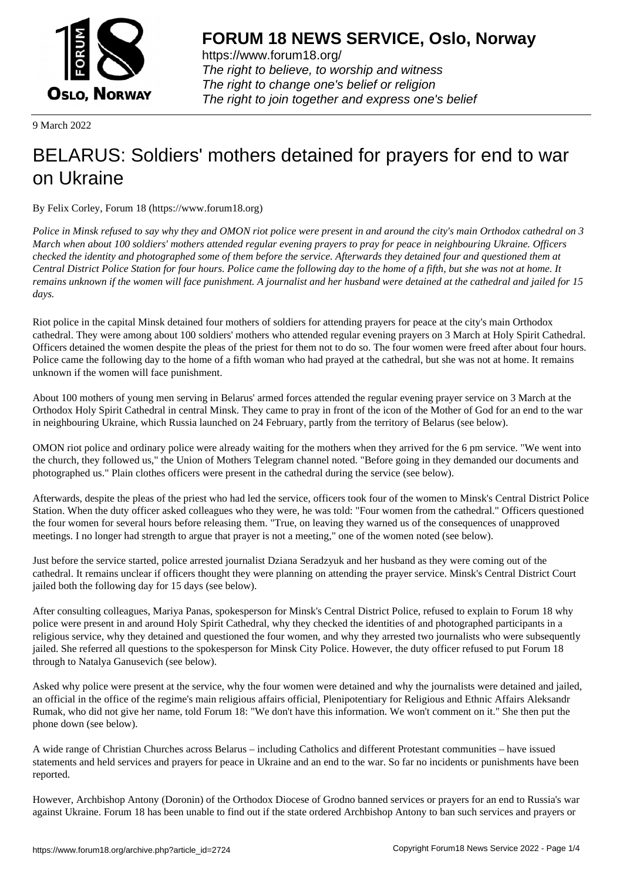9 March 2022

# BELARUS: Soldiers' mothers detained for prayers for end to war on Ukraine

By Felix Corley, Forum 18 (https://www.forum18.org)

*Police in Minsk refused to say why they and OMON riot police were present in and around the city's main Orthodox cathedral on 3 March when about 100 soldiers' mothers attended regular evening prayers to pray for peace in neighbouring Ukraine. Officers checked the identity and photographed some of them before the service. Afterwards they detained four and questioned them at Central District Police Station for four hours. Police came the following day to the home of a fifth, but she was not at home. It remains unknown if the women will face punishment. A journalist and her husband were detained at the cathedral and jailed for 15 days.*

Riot police in the capital Minsk detained four mothers of soldiers for attending prayers for peace at the city's main Orthodox cathedral. They were among about 100 soldiers' mothers who attended regular evening prayers on 3 March at Holy Spirit Cathedral. Officers detained the women despite the pleas of the priest for them not to do so. The four women were freed after about four hours. Police came the following day to the home of a fifth woman who had prayed at the cathedral, but she was not at home. It remains unknown if the women will face punishment.

About 100 mothers of young men serving in Belarus' armed forces attended the regular evening prayer service on 3 March at the Orthodox Holy Spirit Cathedral in central Minsk. They came to pray in front of the icon of the Mother of God for an end to the war in neighbouring Ukraine, which Russia launched on 24 February, partly from the territory of Belarus (see below).

OMON riot police and ordinary police were already waiting for the mothers when they arrived for the 6 pm service. "We went into the church, they followed us," the Union of Mothers Telegram channel noted. "Before going in they demanded our documents and photographed us." Plain clothes officers were present in the cathedral during the service (see below).

Afterwards, despite the pleas of the priest who had led the service, officers took four of the women to Minsk's Central District Police Station. When the duty officer asked colleagues who they were, he was told: "Four women from the cathedral." Officers questioned the four women for several hours before releasing them. "True, on leaving they warned us of the consequences of unapproved meetings. I no longer had strength to argue that prayer is not a meeting," one of the women noted (see below).

Just before the service started, police arrested journalist Dziana Seradzyuk and her husband as they were coming out of the cathedral. It remains unclear if officers thought they were planning on attending the prayer service. Minsk's Central District Court jailed both the following day for 15 days (see below).

After consulting colleagues, Mariya Panas, spokesperson for Minsk's Central District Police, refused to explain to Forum 18 why police were present in and around Holy Spirit Cathedral, why they checked the identities of and photographed participants in a religious service, why they detained and questioned the four women, and why they arrested two journalists who were subsequently jailed. She referred all questions to the spokesperson for Minsk City Police. However, the duty officer refused to put Forum 18 through to Natalya Ganusevich (see below).

Asked why police were present at the service, why the four women were detained and why the journalists were detained and jailed, an official in the office of the regime's main religious affairs official, Plenipotentiary for Religious and Ethnic Affairs Aleksandr Rumak, who did not give her name, told Forum 18: "We don't have this information. We won't comment on it." She then put the phone down (see below).

A wide range of Christian Churches across Belarus – including Catholics and different Protestant communities – have issued statements and held services and prayers for peace in Ukraine and an end to the war. So far no incidents or punishments have been reported.

However, Archbishop Antony (Doronin) of the Orthodox Diocese of Grodno banned services or prayers for an end to Russia's war against Ukraine. Forum 18 has been unable to find out if the state ordered Archbishop Antony to ban such services and prayers or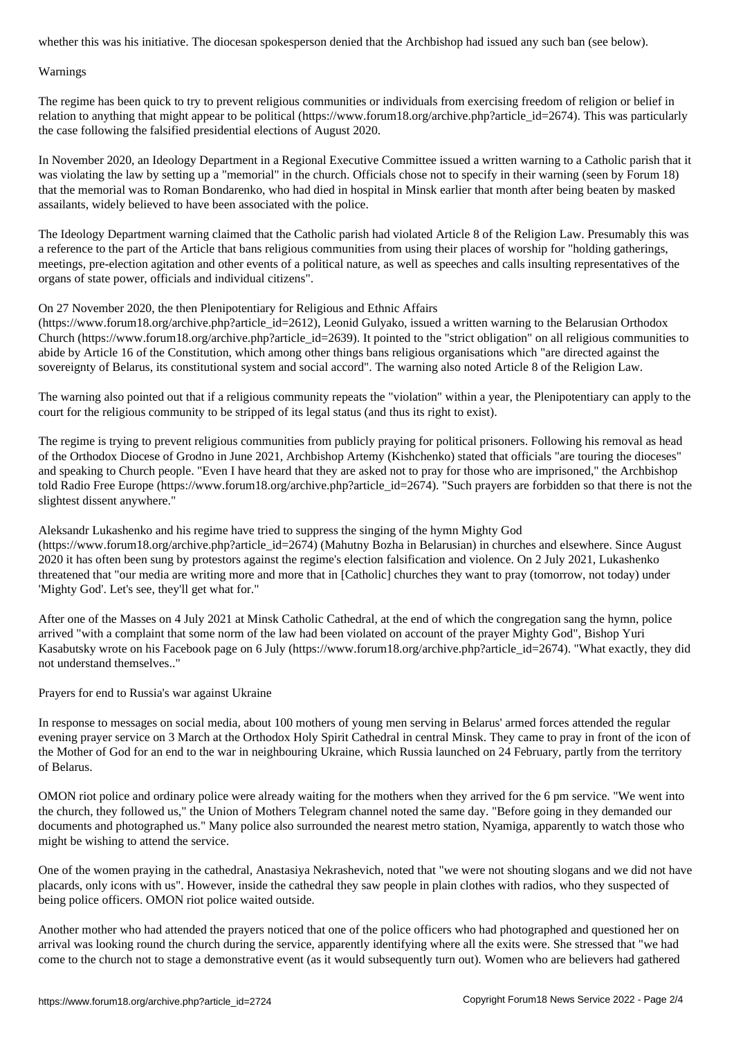whether this was his initiative. The diocesan spokesperson denied that the Archbishop had issued any such ban (see below).

## Warnings

The regime has been quick to try to prevent religious communities or individuals from exercising freedom of religion or belief in relation to anything that might appear to be political (https://www.forum18.org/archive.php?article_id=2674). This was particularly the case following the falsified presidential elections of August 2020.

In November 2020, an Ideology Department in a Regional Executive Committee issued a written warning to a Catholic parish that it was violating the law by setting up a "memorial" in the church. Officials chose not to specify in their warning (seen by Forum 18) that the memorial was to Roman Bondarenko, who had died in hospital in Minsk earlier that month after being beaten by masked assailants, widely believed to have been associated with the police.

The Ideology Department warning claimed that the Catholic parish had violated Article 8 of the Religion Law. Presumably this was a reference to the part of the Article that bans religious communities from using their places of worship for "holding gatherings, meetings, pre-election agitation and other events of a political nature, as well as speeches and calls insulting representatives of the organs of state power, officials and individual citizens".

On 27 November 2020, the then Plenipotentiary for Religious and Ethnic Affairs (https://www.forum18.org/archive.php?article_id=2612), Leonid Gulyako, issued a written warning to the Belarusian Orthodox Church (https://www.forum18.org/archive.php?article_id=2639). It pointed to the "strict obligation" on all religious communities to abide by Article 16 of the Constitution, which among other things bans religious organisations which "are directed against the sovereignty of Belarus, its constitutional system and social accord". The warning also noted Article 8 of the Religion Law.

The warning also pointed out that if a religious community repeats the "violation" within a year, the Plenipotentiary can apply to the court for the religious community to be stripped of its legal status (and thus its right to exist).

The regime is trying to prevent religious communities from publicly praying for political prisoners. Following his removal as head of the Orthodox Diocese of Grodno in June 2021, Archbishop Artemy (Kishchenko) stated that officials "are touring the dioceses" and speaking to Church people. "Even I have heard that they are asked not to pray for those who are imprisoned," the Archbishop told Radio Free Europe (https://www.forum18.org/archive.php?article_id=2674). "Such prayers are forbidden so that there is not the slightest dissent anywhere."

Aleksandr Lukashenko and his regime have tried to suppress the singing of the hymn Mighty God (https://www.forum18.org/archive.php?article_id=2674) (Mahutny Bozha in Belarusian) in churches and elsewhere. Since August 2020 it has often been sung by protestors against the regime's election falsification and violence. On 2 July 2021, Lukashenko threatened that "our media are writing more and more that in [Catholic] churches they want to pray (tomorrow, not today) under 'Mighty God'. Let's see, they'll get what for."

After one of the Masses on 4 July 2021 at Minsk Catholic Cathedral, at the end of which the congregation sang the hymn, police arrived "with a complaint that some norm of the law had been violated on account of the prayer Mighty God", Bishop Yuri Kasabutsky wrote on his Facebook page on 6 July (https://www.forum18.org/archive.php?article_id=2674). "What exactly, they did not understand themselves.."

## Prayers for end to Russia's war against Ukraine

In response to messages on social media, about 100 mothers of young men serving in Belarus' armed forces attended the regular evening prayer service on 3 March at the Orthodox Holy Spirit Cathedral in central Minsk. They came to pray in front of the icon of the Mother of God for an end to the war in neighbouring Ukraine, which Russia launched on 24 February, partly from the territory of Belarus.

OMON riot police and ordinary police were already waiting for the mothers when they arrived for the 6 pm service. "We went into the church, they followed us," the Union of Mothers Telegram channel noted the same day. "Before going in they demanded our documents and photographed us." Many police also surrounded the nearest metro station, Nyamiga, apparently to watch those who might be wishing to attend the service.

One of the women praying in the cathedral, Anastasiya Nekrashevich, noted that "we were not shouting slogans and we did not have placards, only icons with us". However, inside the cathedral they saw people in plain clothes with radios, who they suspected of being police officers. OMON riot police waited outside.

Another mother who had attended the prayers noticed that one of the police officers who had photographed and questioned her on arrival was looking round the church during the service, apparently identifying where all the exits were. She stressed that "we had come to the church not to stage a demonstrative event (as it would subsequently turn out). Women who are believers had gathered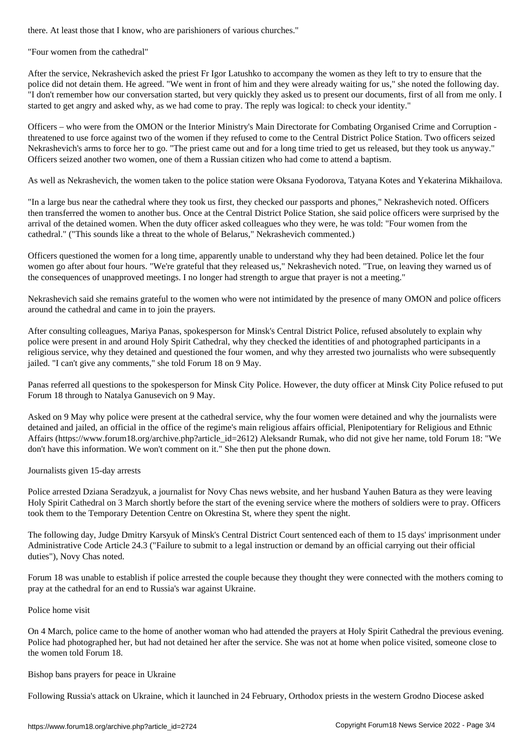there. At least those that I know, who are parishioners of various churches."

"Four women from the cathedral"

After the service, Nekrashevich asked the priest Fr Igor Latushko to accompany the women as they left to try to ensure that the police did not detain them. He agreed. "We went in front of him and they were already waiting for us," she noted the following day. "I don't remember how our conversation started, but very quickly they asked us to present our documents, first of all from me only. I started to get angry and asked why, as we had come to pray. The reply was logical: to check your identity."

Officers – who were from the OMON or the Interior Ministry's Main Directorate for Combating Organised Crime and Corruption - threatened to use force against two of the women if they refused to come to the Central District Police Station. Two officers seized Nekrashevich's arms to force her to go. "The priest came out and for a long time tried to get us released, but they took us anyway." Officers seized another two women, one of them a Russian citizen who had come to attend a baptism.

As well as Nekrashevich, the women taken to the police station were Oksana Fyodorova, Tatyana Kotes and Yekaterina Mikhailova.

"In a large bus near the cathedral where they took us first, they checked our passports and phones," Nekrashevich noted. Officers then transferred the women to another bus. Once at the Central District Police Station, she said police officers were surprised by the arrival of the detained women. When the duty officer asked colleagues who they were, he was told: "Four women from the cathedral." ("This sounds like a threat to the whole of Belarus," Nekrashevich commented.)

Officers questioned the women for a long time, apparently unable to understand why they had been detained. Police let the four women go after about four hours. "We're grateful that they released us," Nekrashevich noted. "True, on leaving they warned us of the consequences of unapproved meetings. I no longer had strength to argue that prayer is not a meeting."

Nekrashevich said she remains grateful to the women who were not intimidated by the presence of many OMON and police officers around the cathedral and came in to join the prayers.

After consulting colleagues, Mariya Panas, spokesperson for Minsk's Central District Police, refused absolutely to explain why police were present in and around Holy Spirit Cathedral, why they checked the identities of and photographed participants in a religious service, why they detained and questioned the four women, and why they arrested two journalists who were subsequently jailed. "I can't give any comments," she told Forum 18 on 9 May.

Panas referred all questions to the spokesperson for Minsk City Police. However, the duty officer at Minsk City Police refused to put Forum 18 through to Natalya Ganusevich on 9 May.

Asked on 9 May why police were present at the cathedral service, why the four women were detained and why the journalists were detained and jailed, an official in the office of the regime's main religious affairs official, Plenipotentiary for Religious and Ethnic Affairs (https://www.forum18.org/archive.php?article_id=2612) Aleksandr Rumak, who did not give her name, told Forum 18: "We don't have this information. We won't comment on it." She then put the phone down.

Journalists given 15-day arrests

Police arrested Dziana Seradzyuk, a journalist for Novy Chas news website, and her husband Yauhen Batura as they were leaving Holy Spirit Cathedral on 3 March shortly before the start of the evening service where the mothers of soldiers were to pray. Officers took them to the Temporary Detention Centre on Okrestina St, where they spent the night.

The following day, Judge Dmitry Karsyuk of Minsk's Central District Court sentenced each of them to 15 days' imprisonment under Administrative Code Article 24.3 ("Failure to submit to a legal instruction or demand by an official carrying out their official duties"), Novy Chas noted.

Forum 18 was unable to establish if police arrested the couple because they thought they were connected with the mothers coming to pray at the cathedral for an end to Russia's war against Ukraine.

Police home visit

On 4 March, police came to the home of another woman who had attended the prayers at Holy Spirit Cathedral the previous evening. Police had photographed her, but had not detained her after the service. She was not at home when police visited, someone close to the women told Forum 18.

Bishop bans prayers for peace in Ukraine

Following Russia's attack on Ukraine, which it launched in 24 February, Orthodox priests in the western Grodno Diocese asked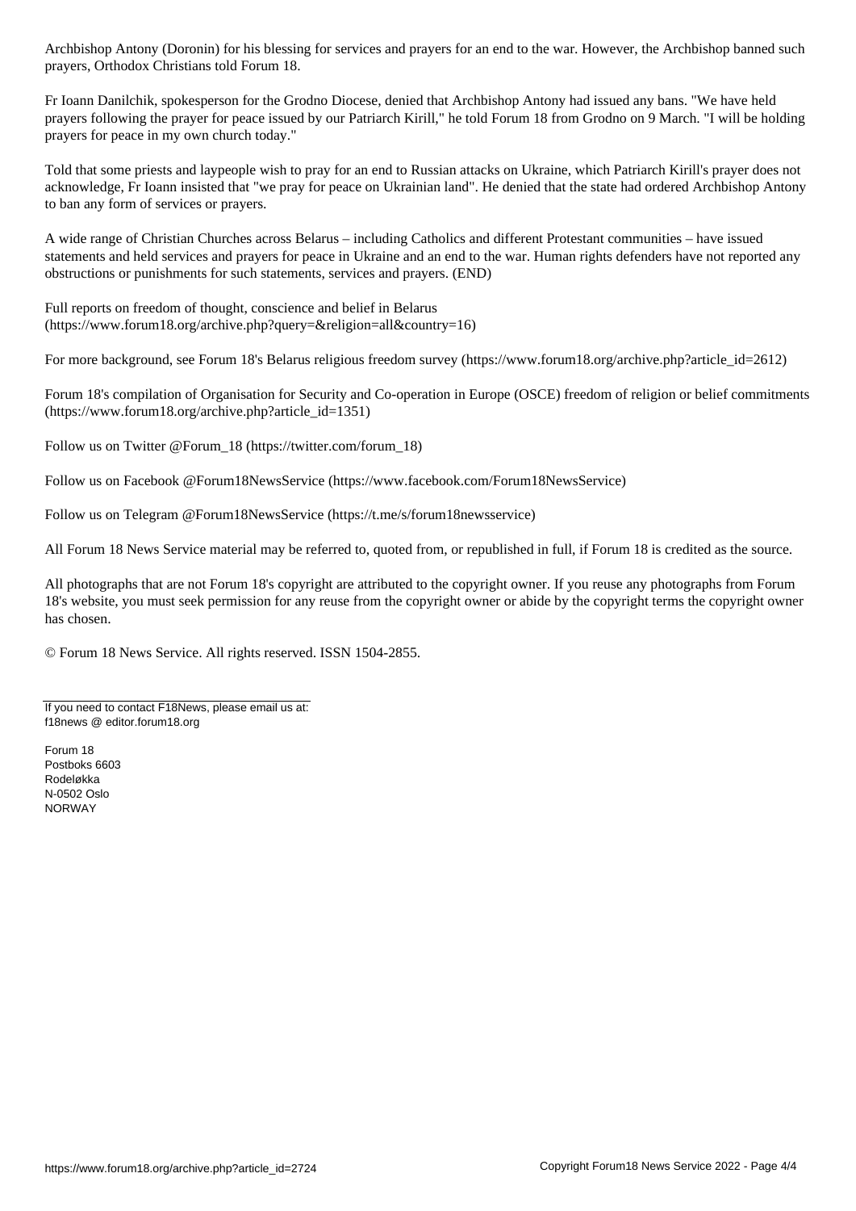Archbishop Antony (Doronin) for his blessing for services and prayers for an end to the war. However, the Archbishop banned such prayers, Orthodox Christians told Forum 18.

Fr Ioann Danilchik, spokesperson for the Grodno Diocese, denied that Archbishop Antony had issued any bans. "We have held prayers following the prayer for peace issued by our Patriarch Kirill," he told Forum 18 from Grodno on 9 March. "I will be holding prayers for peace in my own church today."

Told that some priests and laypeople wish to pray for an end to Russian attacks on Ukraine, which Patriarch Kirill's prayer does not acknowledge, Fr Ioann insisted that "we pray for peace on Ukrainian land". He denied that the state had ordered Archbishop Antony to ban any form of services or prayers.

A wide range of Christian Churches across Belarus – including Catholics and different Protestant communities – have issued statements and held services and prayers for peace in Ukraine and an end to the war. Human rights defenders have not reported any obstructions or punishments for such statements, services and prayers. (END)

Full reports on freedom of thought, conscience and belief in Belarus (https://www.forum18.org/archive.php?query=&religion=all&country=16)

For more background, see Forum 18's Belarus religious freedom survey (https://www.forum18.org/archive.php?article_id=2612)

Forum 18's compilation of Organisation for Security and Co-operation in Europe (OSCE) freedom of religion or belief commitments (https://www.forum18.org/archive.php?article_id=1351)

Follow us on Twitter @Forum_18 (https://twitter.com/forum_18)

Follow us on Facebook @Forum18NewsService (https://www.facebook.com/Forum18NewsService)

Follow us on Telegram @Forum18NewsService (https://t.me/s/forum18newsservice)

All Forum 18 News Service material may be referred to, quoted from, or republished in full, if Forum 18 is credited as the source.

All photographs that are not Forum 18's copyright are attributed to the copyright owner. If you reuse any photographs from Forum 18's website, you must seek permission for any reuse from the copyright owner or abide by the copyright terms the copyright owner has chosen.

© Forum 18 News Service. All rights reserved. ISSN 1504-2855.

If you need to contact F18News, please email us at:
f18news @ editor.forum18.org

Forum 18
Postboks 6603
Rodeløkka
N-0502 Oslo
NORWAY